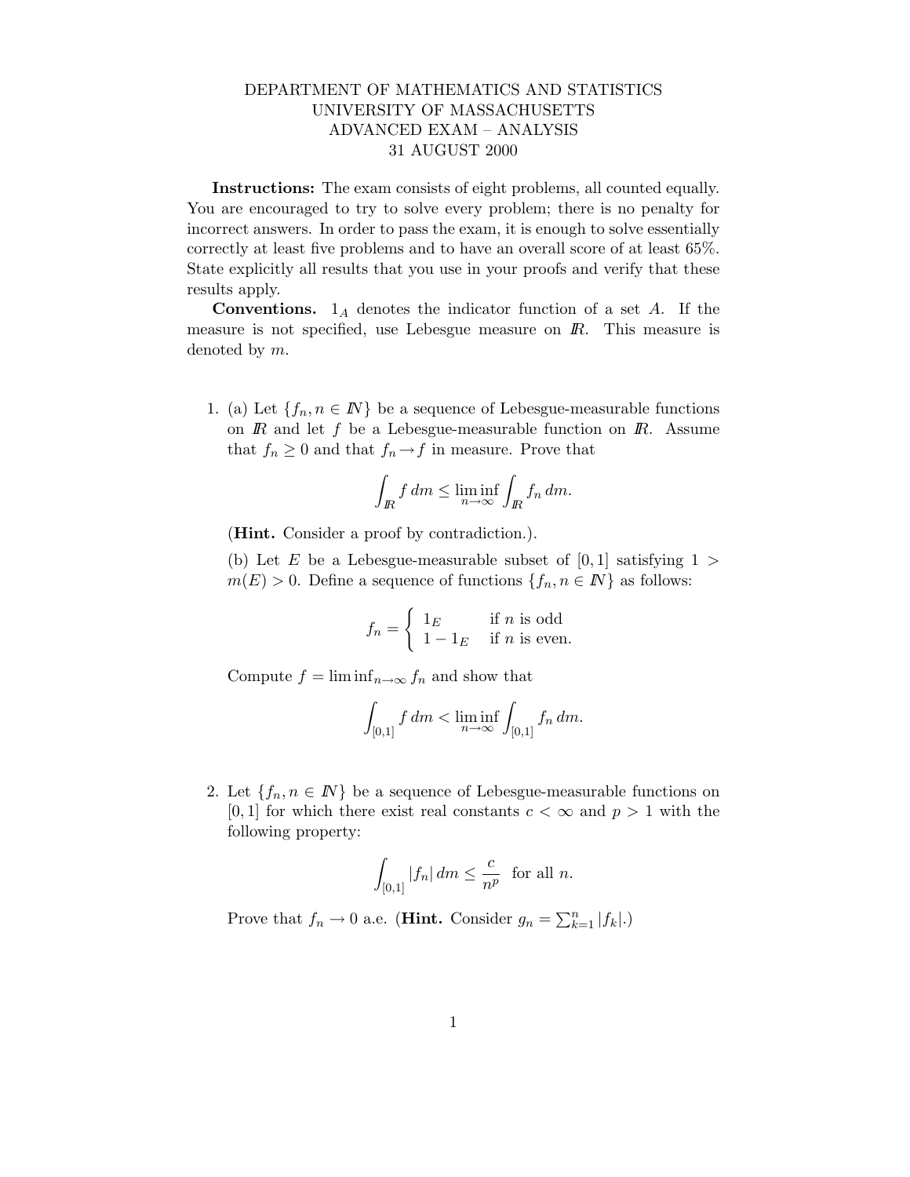DEPARTMENT OF MATHEMATICS AND STATISTICS
UNIVERSITY OF MASSACHUSETTS
ADVANCED EXAM – ANALYSIS
31 AUGUST 2000

**Instructions:** The exam consists of eight problems, all counted equally. You are encouraged to try to solve every problem; there is no penalty for incorrect answers. In order to pass the exam, it is enough to solve essentially correctly at least five problems and to have an overall score of at least 65%. State explicitly all results that you use in your proofs and verify that these results apply.

**Conventions.** $1_A$ denotes the indicator function of a set $A$. If the measure is not specified, use Lebesgue measure on $\mathbb{R}$. This measure is denoted by $m$.

1. (a) Let $\{f_n, n \in \mathbb{N}\}$ be a sequence of Lebesgue-measurable functions on $\mathbb{R}$ and let $f$ be a Lebesgue-measurable function on $\mathbb{R}$. Assume that $f_n \geq 0$ and that $f_n \to f$ in measure. Prove that

$$\int_{\mathbb{R}} f \, dm \leq \liminf_{n\to\infty} \int_{\mathbb{R}} f_n \, dm.$$

(**Hint.** Consider a proof by contradiction.).

(b) Let $E$ be a Lebesgue-measurable subset of $[0,1]$ satisfying $1 > m(E) > 0$. Define a sequence of functions $\{f_n, n \in \mathbb{N}\}$ as follows:

$$f_n = \begin{cases} 1_E & \text{if } n \text{ is odd} \\ 1 - 1_E & \text{if } n \text{ is even.} \end{cases}$$

Compute $f = \liminf_{n\to\infty} f_n$ and show that

$$\int_{[0,1]} f \, dm < \liminf_{n\to\infty} \int_{[0,1]} f_n \, dm.$$

2. Let $\{f_n, n \in \mathbb{N}\}$ be a sequence of Lebesgue-measurable functions on $[0,1]$ for which there exist real constants $c < \infty$ and $p > 1$ with the following property:

$$\int_{[0,1]} |f_n| \, dm \leq \frac{c}{n^p} \quad \text{for all } n.$$

Prove that $f_n \to 0$ a.e. (**Hint.** Consider $g_n = \sum_{k=1}^{n} |f_k|$.)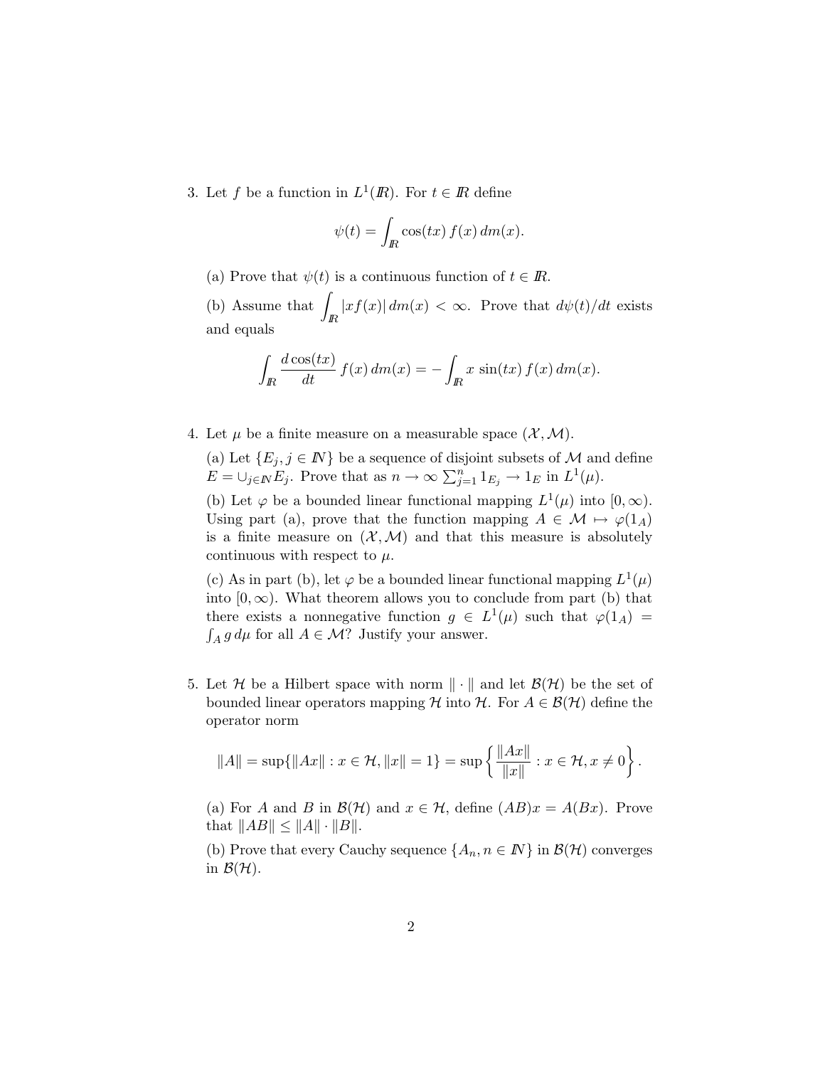3. Let $f$ be a function in $L^1(\mathbb{R})$. For $t \in \mathbb{R}$ define

$$\psi(t) = \int_{\mathbb{R}} \cos(tx)\, f(x)\, dm(x).$$

   (a) Prove that $\psi(t)$ is a continuous function of $t \in \mathbb{R}$.

   (b) Assume that $\displaystyle\int_{\mathbb{R}} |xf(x)|\, dm(x) < \infty$. Prove that $d\psi(t)/dt$ exists and equals

$$\int_{\mathbb{R}} \frac{d\cos(tx)}{dt}\, f(x)\, dm(x) = -\int_{\mathbb{R}} x\, \sin(tx)\, f(x)\, dm(x).$$

4. Let $\mu$ be a finite measure on a measurable space $(\mathcal{X}, \mathcal{M})$.

   (a) Let $\{E_j, j \in \mathbb{N}\}$ be a sequence of disjoint subsets of $\mathcal{M}$ and define $E = \cup_{j \in \mathbb{N}} E_j$. Prove that as $n \to \infty$ $\sum_{j=1}^{n} 1_{E_j} \to 1_E$ in $L^1(\mu)$.

   (b) Let $\varphi$ be a bounded linear functional mapping $L^1(\mu)$ into $[0, \infty)$. Using part (a), prove that the function mapping $A \in \mathcal{M} \mapsto \varphi(1_A)$ is a finite measure on $(\mathcal{X}, \mathcal{M})$ and that this measure is absolutely continuous with respect to $\mu$.

   (c) As in part (b), let $\varphi$ be a bounded linear functional mapping $L^1(\mu)$ into $[0, \infty)$. What theorem allows you to conclude from part (b) that there exists a nonnegative function $g \in L^1(\mu)$ such that $\varphi(1_A) = \int_A g\, d\mu$ for all $A \in \mathcal{M}$? Justify your answer.

5. Let $\mathcal{H}$ be a Hilbert space with norm $\|\cdot\|$ and let $\mathcal{B}(\mathcal{H})$ be the set of bounded linear operators mapping $\mathcal{H}$ into $\mathcal{H}$. For $A \in \mathcal{B}(\mathcal{H})$ define the operator norm

$$\|A\| = \sup\{\|Ax\| : x \in \mathcal{H}, \|x\| = 1\} = \sup\left\{\frac{\|Ax\|}{\|x\|} : x \in \mathcal{H}, x \neq 0\right\}.$$

   (a) For $A$ and $B$ in $\mathcal{B}(\mathcal{H})$ and $x \in \mathcal{H}$, define $(AB)x = A(Bx)$. Prove that $\|AB\| \leq \|A\| \cdot \|B\|$.

   (b) Prove that every Cauchy sequence $\{A_n, n \in \mathbb{N}\}$ in $\mathcal{B}(\mathcal{H})$ converges in $\mathcal{B}(\mathcal{H})$.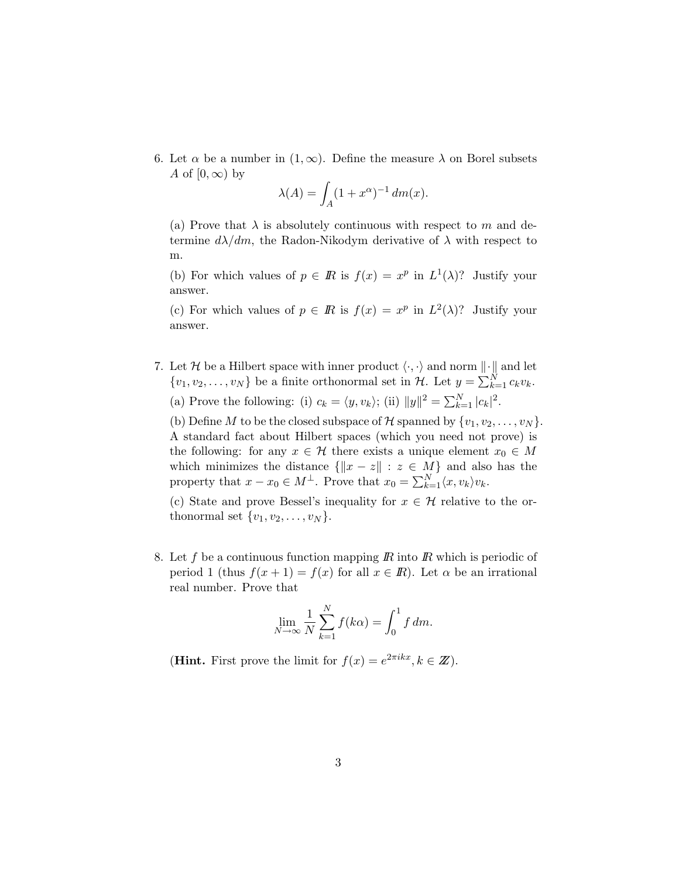6. Let $\alpha$ be a number in $(1, \infty)$. Define the measure $\lambda$ on Borel subsets $A$ of $[0, \infty)$ by

$$\lambda(A) = \int_A (1 + x^\alpha)^{-1} \, dm(x).$$

(a) Prove that $\lambda$ is absolutely continuous with respect to $m$ and determine $d\lambda/dm$, the Radon-Nikodym derivative of $\lambda$ with respect to m.

(b) For which values of $p \in \mathbb{R}$ is $f(x) = x^p$ in $L^1(\lambda)$? Justify your answer.

(c) For which values of $p \in \mathbb{R}$ is $f(x) = x^p$ in $L^2(\lambda)$? Justify your answer.

7. Let $\mathcal{H}$ be a Hilbert space with inner product $\langle \cdot, \cdot \rangle$ and norm $\|\cdot\|$ and let $\{v_1, v_2, \ldots, v_N\}$ be a finite orthonormal set in $\mathcal{H}$. Let $y = \sum_{k=1}^N c_k v_k$.

(a) Prove the following: (i) $c_k = \langle y, v_k \rangle$; (ii) $\|y\|^2 = \sum_{k=1}^N |c_k|^2$.

(b) Define $M$ to be the closed subspace of $\mathcal{H}$ spanned by $\{v_1, v_2, \ldots, v_N\}$. A standard fact about Hilbert spaces (which you need not prove) is the following: for any $x \in \mathcal{H}$ there exists a unique element $x_0 \in M$ which minimizes the distance $\{\|x - z\| : z \in M\}$ and also has the property that $x - x_0 \in M^\perp$. Prove that $x_0 = \sum_{k=1}^N \langle x, v_k \rangle v_k$.

(c) State and prove Bessel's inequality for $x \in \mathcal{H}$ relative to the orthonormal set $\{v_1, v_2, \ldots, v_N\}$.

8. Let $f$ be a continuous function mapping $\mathbb{R}$ into $\mathbb{R}$ which is periodic of period 1 (thus $f(x+1) = f(x)$ for all $x \in \mathbb{R}$). Let $\alpha$ be an irrational real number. Prove that

$$\lim_{N \to \infty} \frac{1}{N} \sum_{k=1}^N f(k\alpha) = \int_0^1 f \, dm.$$

(**Hint.** First prove the limit for $f(x) = e^{2\pi i k x}, k \in \mathbb{Z}$).